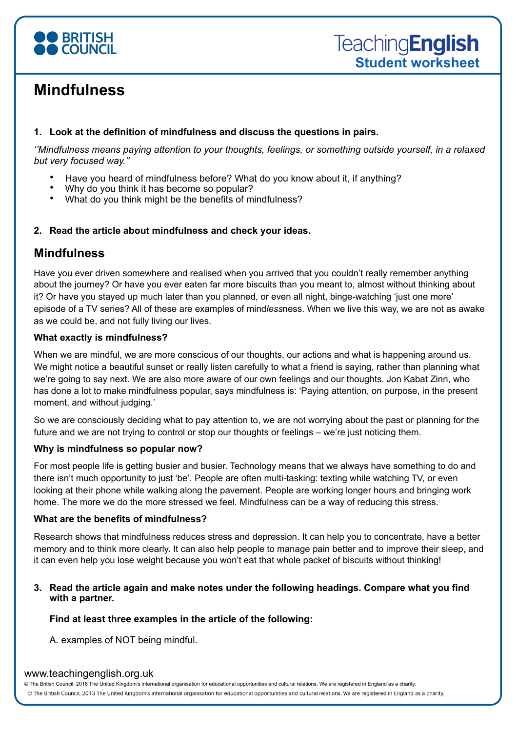# Mindfulness

**1. Look at the definition of mindfulness and discuss the questions in pairs.**

*''Mindfulness means paying attention to your thoughts, feelings, or something outside yourself, in a relaxed but very focused way.''*

- Have you heard of mindfulness before? What do you know about it, if anything?
- Why do you think it has become so popular?
- What do you think might be the benefits of mindfulness?

**2. Read the article about mindfulness and check your ideas.**

## Mindfulness

Have you ever driven somewhere and realised when you arrived that you couldn't really remember anything about the journey? Or have you ever eaten far more biscuits than you meant to, almost without thinking about it? Or have you stayed up much later than you planned, or even all night, binge-watching 'just one more' episode of a TV series? All of these are examples of mind*less*ness. When we live this way, we are not as awake as we could be, and not fully living our lives.

**What exactly is mindfulness?**

When we are mindful, we are more conscious of our thoughts, our actions and what is happening around us. We might notice a beautiful sunset or really listen carefully to what a friend is saying, rather than planning what we're going to say next. We are also more aware of our own feelings and our thoughts. Jon Kabat Zinn, who has done a lot to make mindfulness popular, says mindfulness is: 'Paying attention, on purpose, in the present moment, and without judging.'

So we are consciously deciding what to pay attention to, we are not worrying about the past or planning for the future and we are not trying to control or stop our thoughts or feelings – we're just noticing them.

**Why is mindfulness so popular now?**

For most people life is getting busier and busier. Technology means that we always have something to do and there isn't much opportunity to just 'be'. People are often multi-tasking: texting while watching TV, or even looking at their phone while walking along the pavement. People are working longer hours and bringing work home. The more we do the more stressed we feel. Mindfulness can be a way of reducing this stress.

**What are the benefits of mindfulness?**

Research shows that mindfulness reduces stress and depression. It can help you to concentrate, have a better memory and to think more clearly. It can also help people to manage pain better and to improve their sleep, and it can even help you lose weight because you won't eat that whole packet of biscuits without thinking!

**3. Read the article again and make notes under the following headings. Compare what you find with a partner.**

**Find at least three examples in the article of the following:**

A. examples of NOT being mindful.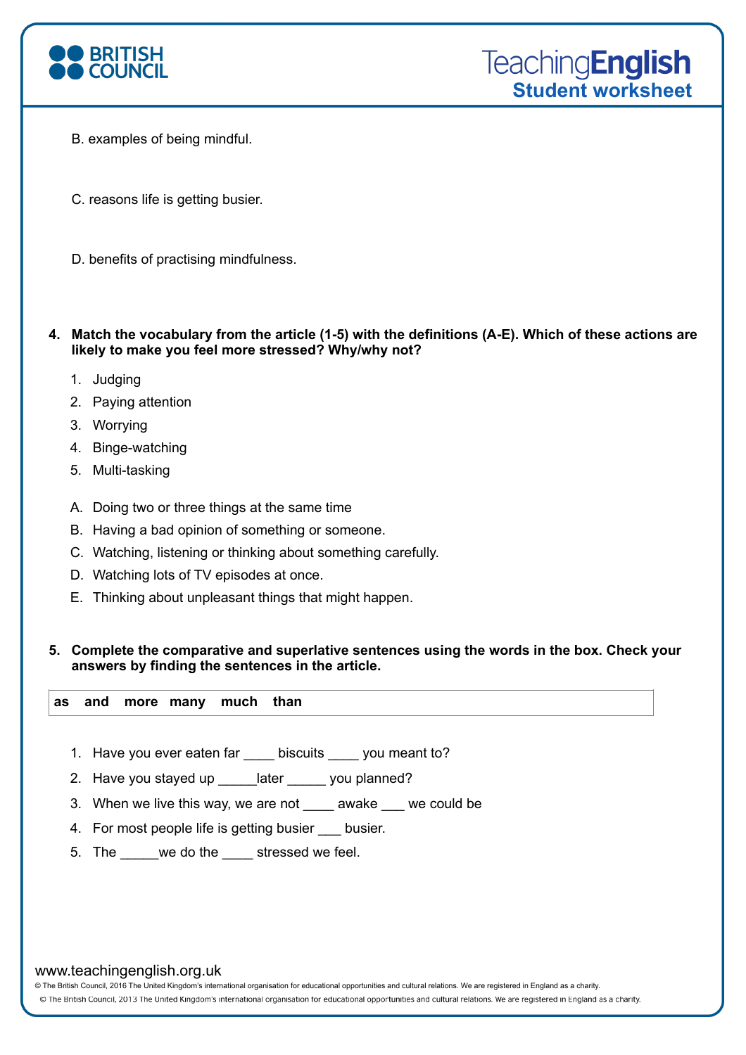B. examples of being mindful.

C. reasons life is getting busier.

D. benefits of practising mindfulness.

**4. Match the vocabulary from the article (1-5) with the definitions (A-E). Which of these actions are likely to make you feel more stressed? Why/why not?**

1. Judging
2. Paying attention
3. Worrying
4. Binge-watching
5. Multi-tasking

A. Doing two or three things at the same time
B. Having a bad opinion of something or someone.
C. Watching, listening or thinking about something carefully.
D. Watching lots of TV episodes at once.
E. Thinking about unpleasant things that might happen.

**5. Complete the comparative and superlative sentences using the words in the box. Check your answers by finding the sentences in the article.**

| **as and more many much than** |
|---|

1. Have you ever eaten far ____ biscuits ____ you meant to?
2. Have you stayed up _____later _____ you planned?
3. When we live this way, we are not ____ awake ___ we could be
4. For most people life is getting busier ___ busier.
5. The _____we do the ____ stressed we feel.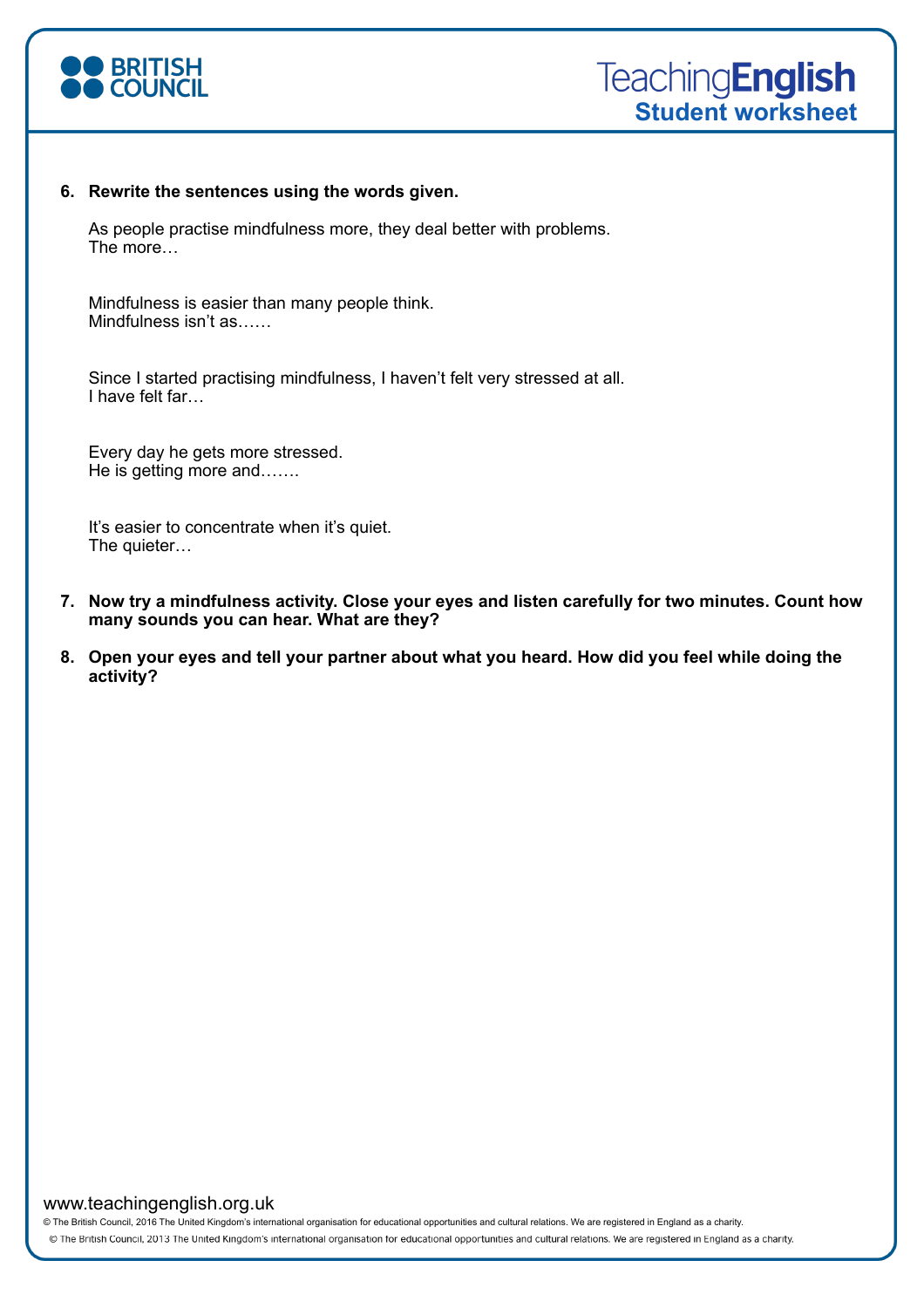6. **Rewrite the sentences using the words given.**

   As people practise mindfulness more, they deal better with problems.
   The more…

   Mindfulness is easier than many people think.
   Mindfulness isn't as……

   Since I started practising mindfulness, I haven't felt very stressed at all.
   I have felt far…

   Every day he gets more stressed.
   He is getting more and…….

   It's easier to concentrate when it's quiet.
   The quieter…

7. **Now try a mindfulness activity. Close your eyes and listen carefully for two minutes. Count how many sounds you can hear. What are they?**

8. **Open your eyes and tell your partner about what you heard. How did you feel while doing the activity?**